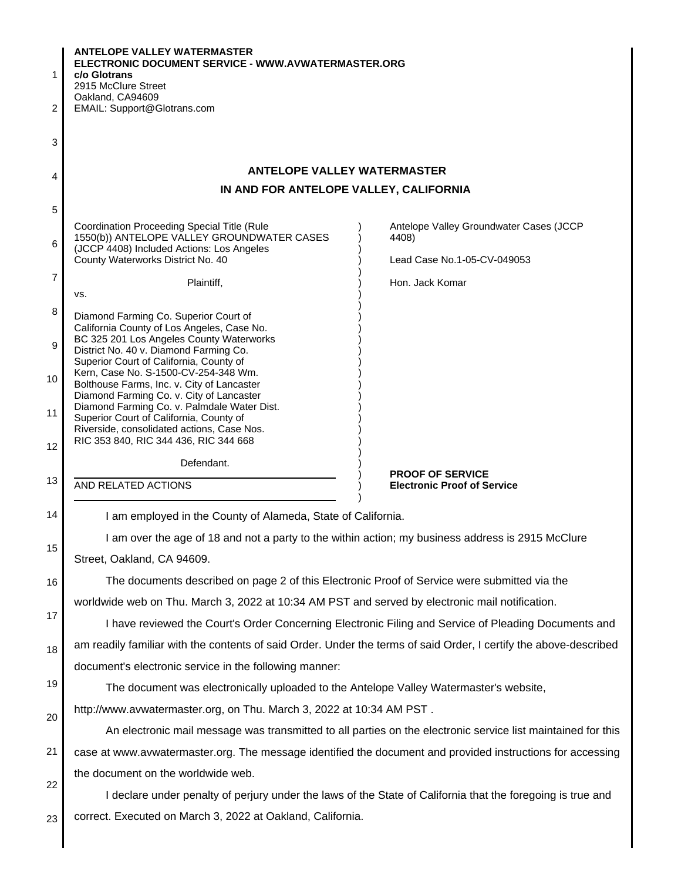**ANTELOPE VALLEY WATERMASTER**
**ELECTRONIC DOCUMENT SERVICE - WWW.AVWATERMASTER.ORG**
**c/o Glotrans**
2915 McClure Street
Oakland, CA94609
EMAIL: Support@Glotrans.com

## ANTELOPE VALLEY WATERMASTER

## IN AND FOR ANTELOPE VALLEY, CALIFORNIA

| | |
|---|---|
| Coordination Proceeding Special Title (Rule 1550(b)) ANTELOPE VALLEY GROUNDWATER CASES (JCCP 4408) Included Actions: Los Angeles County Waterworks District No. 40<br><br>Plaintiff,<br><br>vs.<br><br>Diamond Farming Co. Superior Court of California County of Los Angeles, Case No. BC 325 201 Los Angeles County Waterworks District No. 40 v. Diamond Farming Co. Superior Court of California, County of Kern, Case No. S-1500-CV-254-348 Wm. Bolthouse Farms, Inc. v. City of Lancaster Diamond Farming Co. v. City of Lancaster Diamond Farming Co. v. Palmdale Water Dist. Superior Court of California, County of Riverside, consolidated actions, Case Nos. RIC 353 840, RIC 344 436, RIC 344 668<br><br>Defendant.<br><br>AND RELATED ACTIONS | Antelope Valley Groundwater Cases (JCCP 4408)<br><br>Lead Case No.1-05-CV-049053<br><br>Hon. Jack Komar<br><br>**PROOF OF SERVICE**<br>**Electronic Proof of Service** |

I am employed in the County of Alameda, State of California.

I am over the age of 18 and not a party to the within action; my business address is 2915 McClure Street, Oakland, CA 94609.

The documents described on page 2 of this Electronic Proof of Service were submitted via the worldwide web on Thu. March 3, 2022 at 10:34 AM PST and served by electronic mail notification.

I have reviewed the Court's Order Concerning Electronic Filing and Service of Pleading Documents and am readily familiar with the contents of said Order. Under the terms of said Order, I certify the above-described document's electronic service in the following manner:

The document was electronically uploaded to the Antelope Valley Watermaster's website, http://www.avwatermaster.org, on Thu. March 3, 2022 at 10:34 AM PST .

An electronic mail message was transmitted to all parties on the electronic service list maintained for this case at www.avwatermaster.org. The message identified the document and provided instructions for accessing the document on the worldwide web.

I declare under penalty of perjury under the laws of the State of California that the foregoing is true and correct. Executed on March 3, 2022 at Oakland, California.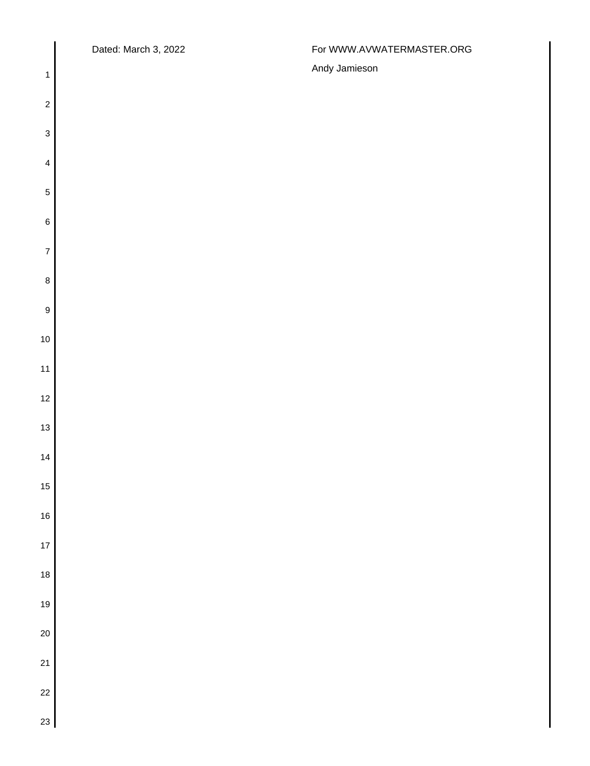Dated: March 3, 2022

For WWW.AVWATERMASTER.ORG

Andy Jamieson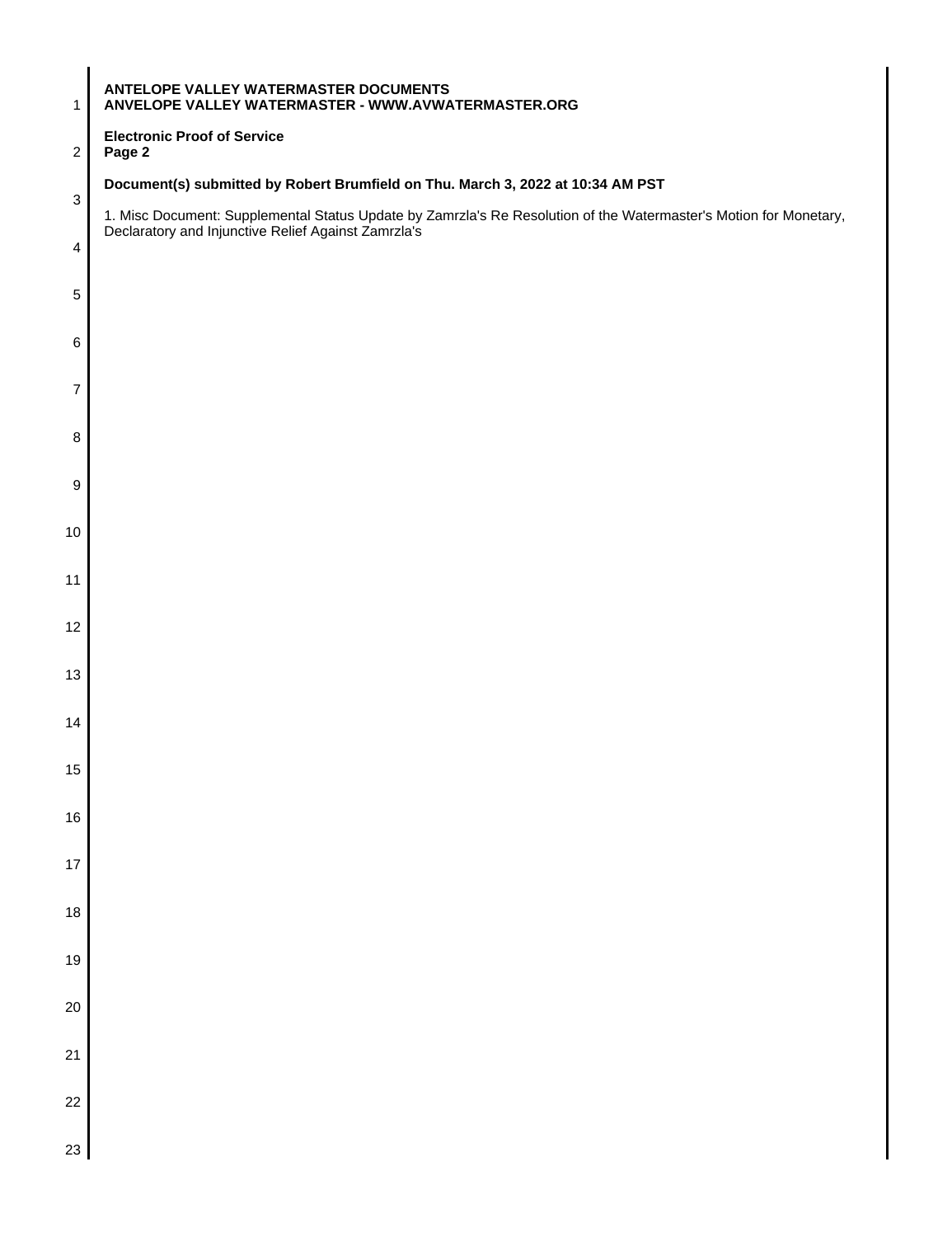**ANTELOPE VALLEY WATERMASTER DOCUMENTS**
**ANVELOPE VALLEY WATERMASTER - WWW.AVWATERMASTER.ORG**

**Electronic Proof of Service**
**Page 2**

**Document(s) submitted by Robert Brumfield on Thu. March 3, 2022 at 10:34 AM PST**

1. Misc Document: Supplemental Status Update by Zamrzla's Re Resolution of the Watermaster's Motion for Monetary, Declaratory and Injunctive Relief Against Zamrzla's